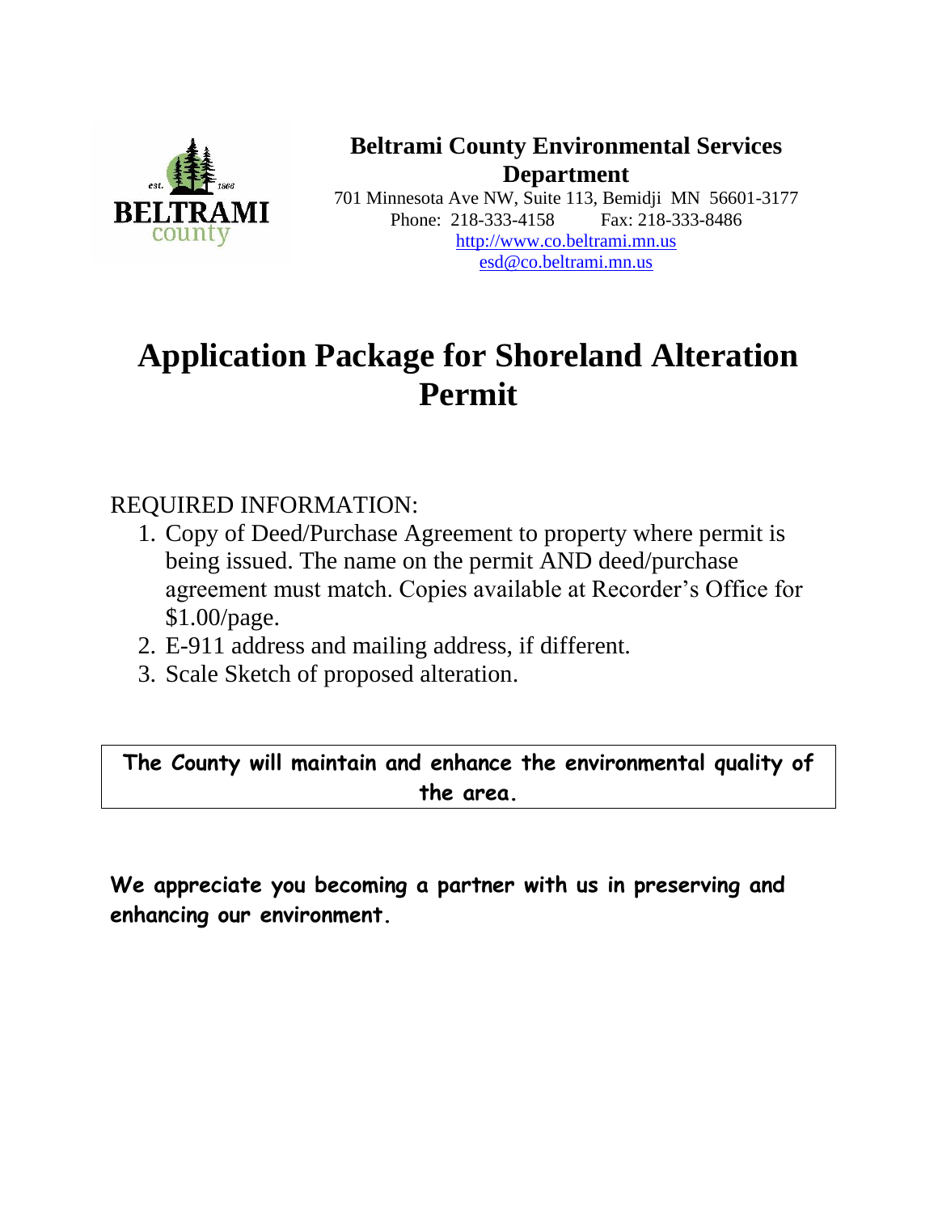**Beltrami County Environmental Services Department**

701 Minnesota Ave NW, Suite 113, Bemidji MN 56601-3177
Phone: 218-333-4158 Fax: 218-333-8486
http://www.co.beltrami.mn.us
esd@co.beltrami.mn.us

# Application Package for Shoreland Alteration Permit

REQUIRED INFORMATION:

1. Copy of Deed/Purchase Agreement to property where permit is being issued. The name on the permit AND deed/purchase agreement must match. Copies available at Recorder's Office for $1.00/page.
2. E-911 address and mailing address, if different.
3. Scale Sketch of proposed alteration.

**The County will maintain and enhance the environmental quality of the area.**

**We appreciate you becoming a partner with us in preserving and enhancing our environment.**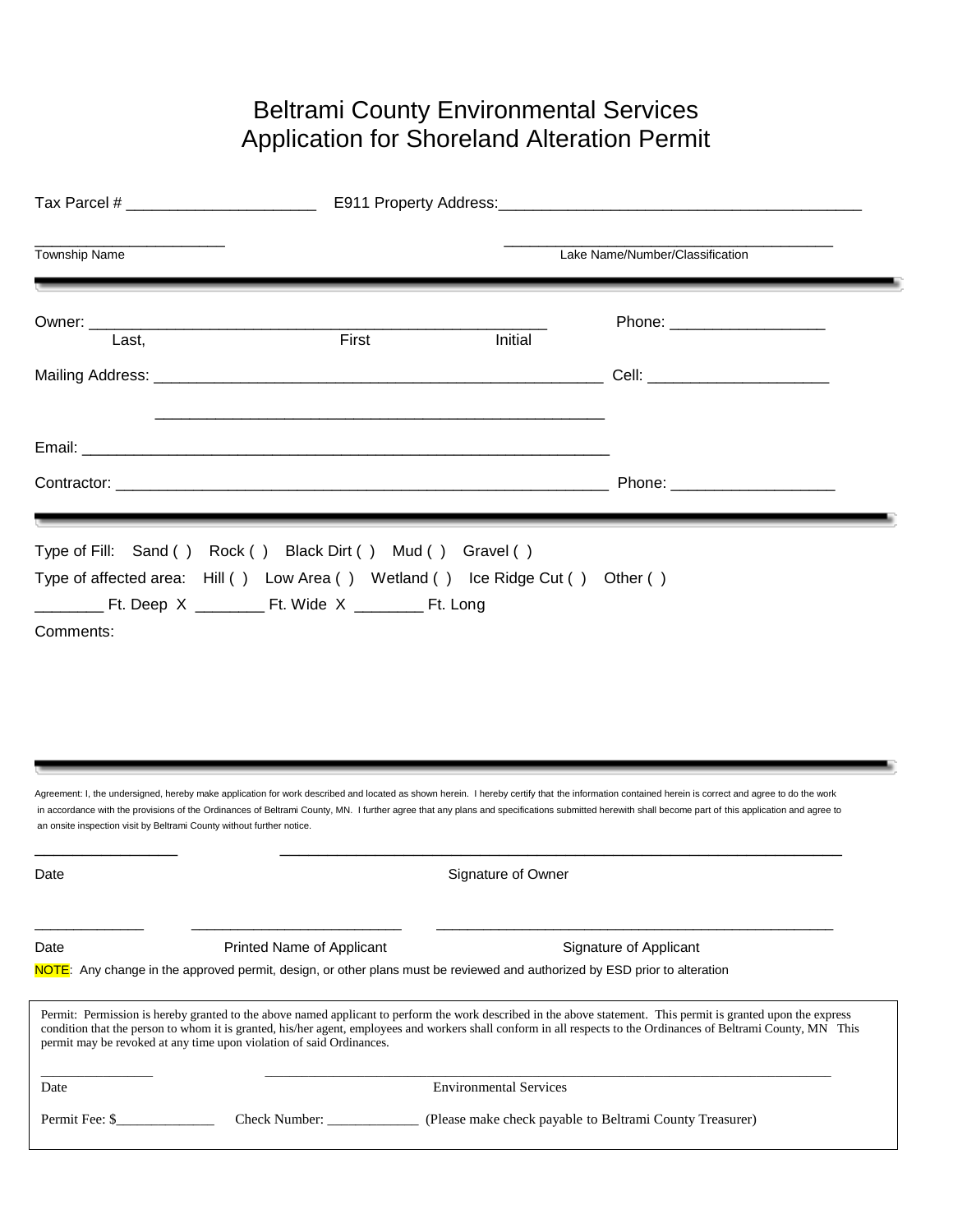# Beltrami County Environmental Services
# Application for Shoreland Alteration Permit

Tax Parcel # ______________________ E911 Property Address: ___________________________________________

______________________ Township Name

______________________ Lake Name/Number/Classification

---

Owner: ______________________________________________________ Phone: __________________
Last, First Initial

Mailing Address: ______________________________________________________ Cell: ____________________

______________________________________________________

Email: _______________________________________________________________

Contractor: ___________________________________________________________ Phone: __________________

---

Type of Fill: Sand ( ) Rock ( ) Black Dirt ( ) Mud ( ) Gravel ( )

Type of affected area: Hill ( ) Low Area ( ) Wetland ( ) Ice Ridge Cut ( ) Other ( )

________ Ft. Deep X ________ Ft. Wide X ________ Ft. Long

Comments:

---

Agreement: I, the undersigned, hereby make application for work described and located as shown herein. I hereby certify that the information contained herein is correct and agree to do the work in accordance with the provisions of the Ordinances of Beltrami County, MN. I further agree that any plans and specifications submitted herewith shall become part of this application and agree to an onsite inspection visit by Beltrami County without further notice.

________________ ________________________________________________

Date Signature of Owner

_____________ __________________________ ________________________________________________

Date Printed Name of Applicant Signature of Applicant

NOTE: Any change in the approved permit, design, or other plans must be reviewed and authorized by ESD prior to alteration

---

Permit: Permission is hereby granted to the above named applicant to perform the work described in the above statement. This permit is granted upon the express condition that the person to whom it is granted, his/her agent, employees and workers shall conform in all respects to the Ordinances of Beltrami County, MN This permit may be revoked at any time upon violation of said Ordinances.

________________ ________________________________________________

Date Environmental Services

Permit Fee: $______________ Check Number: _____________ (Please make check payable to Beltrami County Treasurer)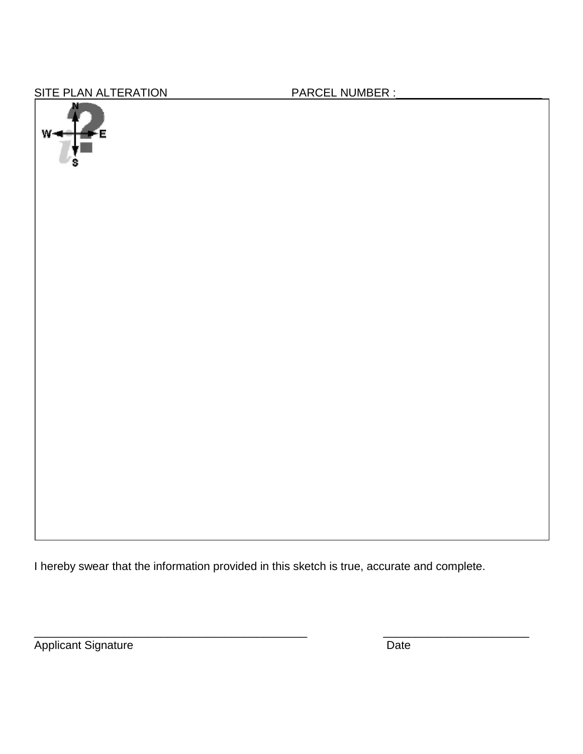SITE PLAN ALTERATION PARCEL NUMBER :______________________

I hereby swear that the information provided in this sketch is true, accurate and complete.

_____________________________________________ ________________________

Applicant Signature Date